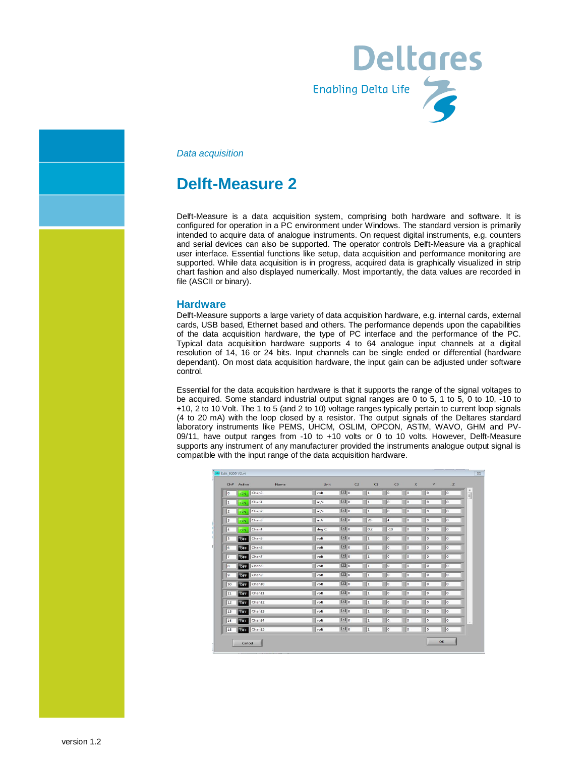*Data acquisition*

# Delft-Measure 2

Delft-Measure is a data acquisition system, comprising both hardware and software. It is configured for operation in a PC environment under Windows. The standard version is primarily intended to acquire data of analogue instruments. On request digital instruments, e.g. counters and serial devices can also be supported. The operator controls Delft-Measure via a graphical user interface. Essential functions like setup, data acquisition and performance monitoring are supported. While data acquisition is in progress, acquired data is graphically visualized in strip chart fashion and also displayed numerically. Most importantly, the data values are recorded in file (ASCII or binary).

## Hardware

Delft-Measure supports a large variety of data acquisition hardware, e.g. internal cards, external cards, USB based, Ethernet based and others. The performance depends upon the capabilities of the data acquisition hardware, the type of PC interface and the performance of the PC. Typical data acquisition hardware supports 4 to 64 analogue input channels at a digital resolution of 14, 16 or 24 bits. Input channels can be single ended or differential (hardware dependant). On most data acquisition hardware, the input gain can be adjusted under software control.

Essential for the data acquisition hardware is that it supports the range of the signal voltages to be acquired. Some standard industrial output signal ranges are 0 to 5, 1 to 5, 0 to 10, -10 to +10, 2 to 10 Volt. The 1 to 5 (and 2 to 10) voltage ranges typically pertain to current loop signals (4 to 20 mA) with the loop closed by a resistor. The output signals of the Deltares standard laboratory instruments like PEMS, UHCM, OSLIM, OPCON, ASTM, WAVO, GHM and PV-09/11, have output ranges from -10 to +10 volts or 0 to 10 volts. However, Delft-Measure supports any instrument of any manufacturer provided the instruments analogue output signal is compatible with the input range of the data acquisition hardware.

| Ch# | Active | Name | Unit | C2 | C1 | C0 | X | Y | Z |
|---|---|---|---|---|---|---|---|---|---|
| 0 | ON | Chan0 | volt | 0 | 1 | 0 | 0 | 0 | 0 |
| 1 | ON | Chan1 | m/s | 0 | 1 | 0 | 0 | 0 | 0 |
| 2 | ON | Chan2 | m/s | 0 | 1 | 0 | 0 | 0 | 0 |
| 3 | ON | Chan3 | mA | 0 | 20 | 4 | 0 | 0 | 0 |
| 4 | ON | Chan4 | deg C | 0 | 0.2 | -10 | 0 | 0 | 0 |
| 5 | OFF | Chan5 | volt | 0 | 1 | 0 | 0 | 0 | 0 |
| 6 | OFF | Chan6 | volt | 0 | 1 | 0 | 0 | 0 | 0 |
| 7 | OFF | Chan7 | volt | 0 | 1 | 0 | 0 | 0 | 0 |
| 8 | OFF | Chan8 | volt | 0 | 1 | 0 | 0 | 0 | 0 |
| 9 | OFF | Chan9 | volt | 0 | 1 | 0 | 0 | 0 | 0 |
| 10 | OFF | Chan10 | volt | 0 | 1 | 0 | 0 | 0 | 0 |
| 11 | OFF | Chan11 | volt | 0 | 1 | 0 | 0 | 0 | 0 |
| 12 | OFF | Chan12 | volt | 0 | 1 | 0 | 0 | 0 | 0 |
| 13 | OFF | Chan13 | volt | 0 | 1 | 0 | 0 | 0 | 0 |
| 14 | OFF | Chan14 | volt | 0 | 1 | 0 | 0 | 0 | 0 |
| 15 | OFF | Chan15 | volt | 0 | 1 | 0 | 0 | 0 | 0 |

version 1.2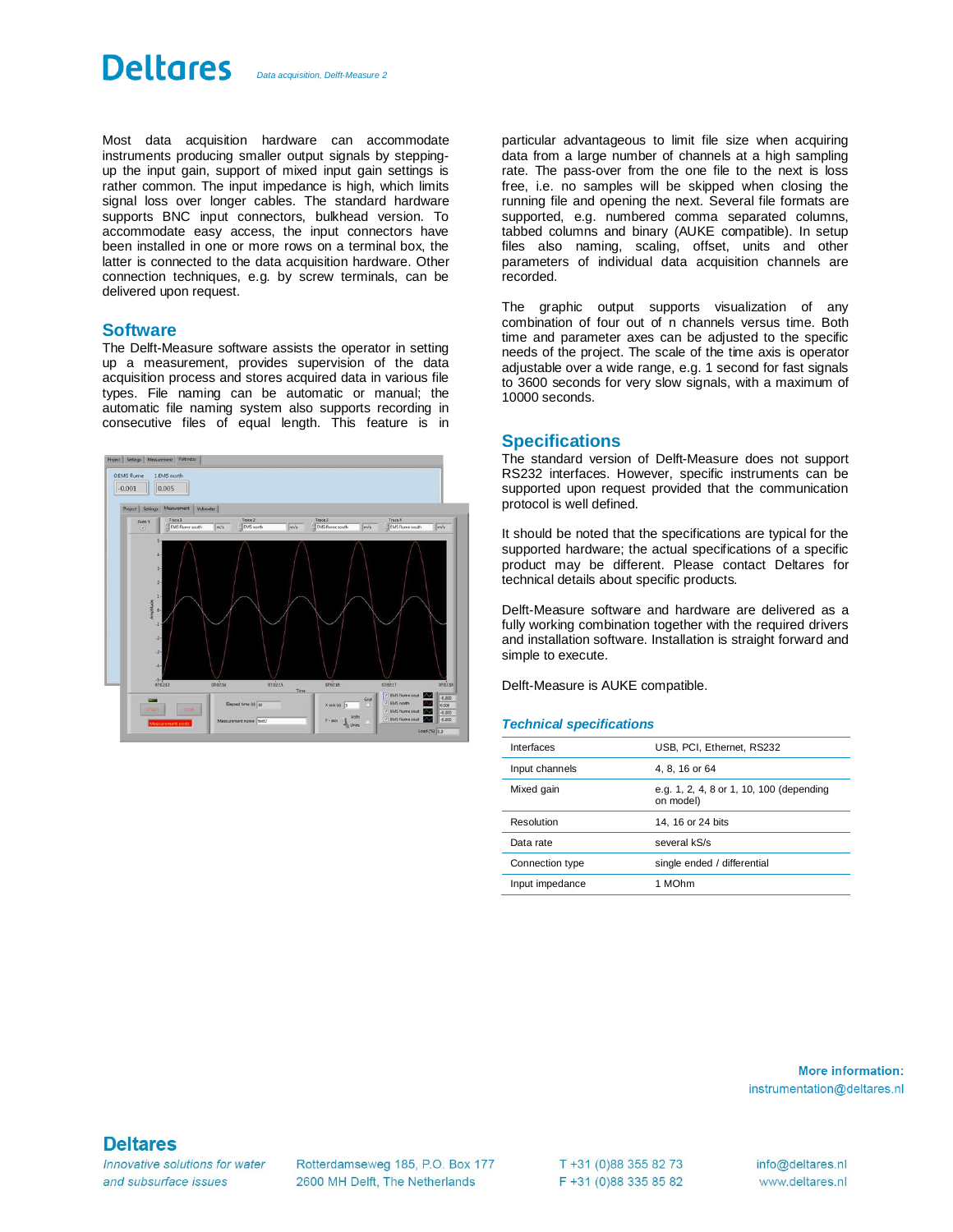Most data acquisition hardware can accommodate instruments producing smaller output signals by stepping-up the input gain, support of mixed input gain settings is rather common. The input impedance is high, which limits signal loss over longer cables. The standard hardware supports BNC input connectors, bulkhead version. To accommodate easy access, the input connectors have been installed in one or more rows on a terminal box, the latter is connected to the data acquisition hardware. Other connection techniques, e.g. by screw terminals, can be delivered upon request.

## Software

The Delft-Measure software assists the operator in setting up a measurement, provides supervision of the data acquisition process and stores acquired data in various file types. File naming can be automatic or manual; the automatic file naming system also supports recording in consecutive files of equal length. This feature is in particular advantageous to limit file size when acquiring data from a large number of channels at a high sampling rate. The pass-over from the one file to the next is loss free, i.e. no samples will be skipped when closing the running file and opening the next. Several file formats are supported, e.g. numbered comma separated columns, tabbed columns and binary (AUKE compatible). In setup files also naming, scaling, offset, units and other parameters of individual data acquisition channels are recorded.

The graphic output supports visualization of any combination of four out of n channels versus time. Both time and parameter axes can be adjusted to the specific needs of the project. The scale of the time axis is operator adjustable over a wide range, e.g. 1 second for fast signals to 3600 seconds for very slow signals, with a maximum of 10000 seconds.

## Specifications

The standard version of Delft-Measure does not support RS232 interfaces. However, specific instruments can be supported upon request provided that the communication protocol is well defined.

It should be noted that the specifications are typical for the supported hardware; the actual specifications of a specific product may be different. Please contact Deltares for technical details about specific products.

Delft-Measure software and hardware are delivered as a fully working combination together with the required drivers and installation software. Installation is straight forward and simple to execute.

Delft-Measure is AUKE compatible.

### *Technical specifications*

| | |
|---|---|
| Interfaces | USB, PCI, Ethernet, RS232 |
| Input channels | 4, 8, 16 or 64 |
| Mixed gain | e.g. 1, 2, 4, 8 or 1, 10, 100 (depending on model) |
| Resolution | 14, 16 or 24 bits |
| Data rate | several kS/s |
| Connection type | single ended / differential |
| Input impedance | 1 MOhm |

**More information:**
instrumentation@deltares.nl

**Deltares**
*Innovative solutions for water and subsurface issues*

Rotterdamseweg 185, P.O. Box 177
2600 MH Delft, The Netherlands

T +31 (0)88 355 82 73
F +31 (0)88 335 85 82

info@deltares.nl
www.deltares.nl